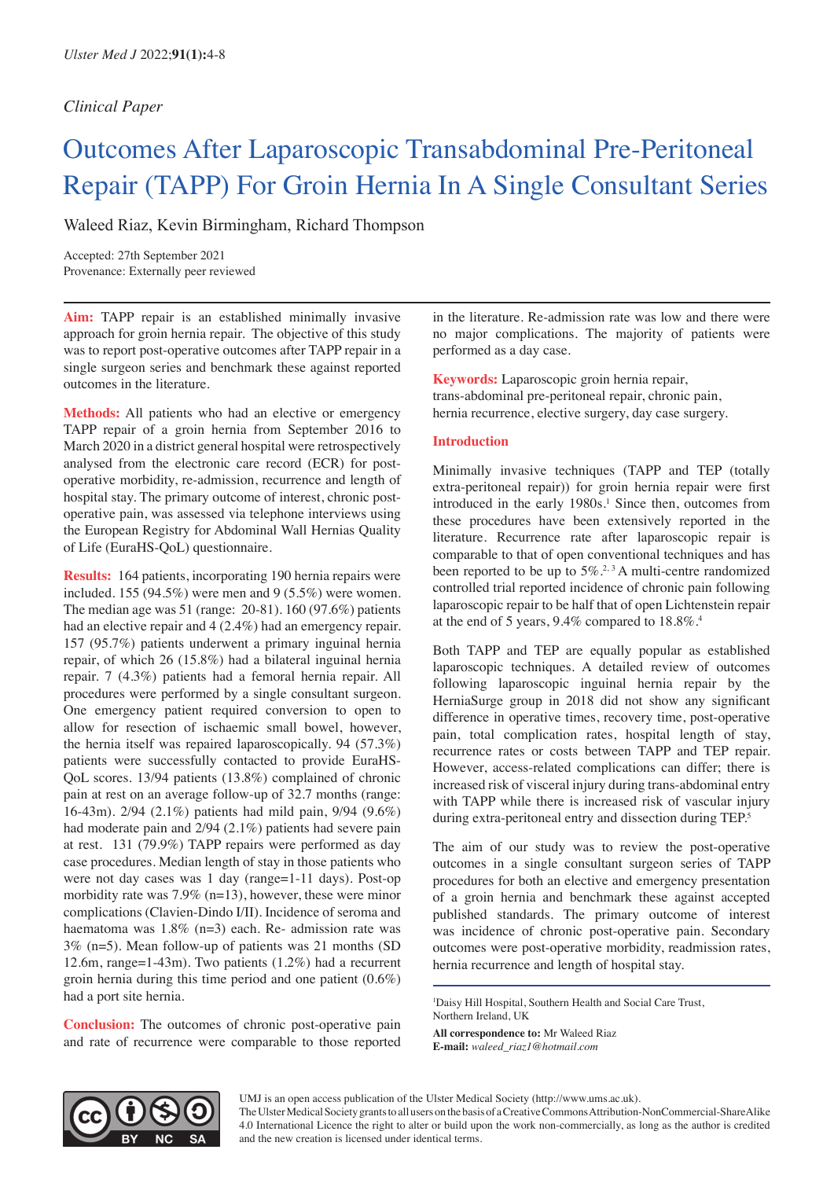*Clinical Paper*

# Outcomes After Laparoscopic Transabdominal Pre-Peritoneal Repair (TAPP) For Groin Hernia In A Single Consultant Series

Waleed Riaz, Kevin Birmingham, Richard Thompson

Accepted: 27th September 2021
Provenance: Externally peer reviewed

**Aim:** TAPP repair is an established minimally invasive approach for groin hernia repair. The objective of this study was to report post-operative outcomes after TAPP repair in a single surgeon series and benchmark these against reported outcomes in the literature.

**Methods:** All patients who had an elective or emergency TAPP repair of a groin hernia from September 2016 to March 2020 in a district general hospital were retrospectively analysed from the electronic care record (ECR) for post-operative morbidity, re-admission, recurrence and length of hospital stay. The primary outcome of interest, chronic post-operative pain, was assessed via telephone interviews using the European Registry for Abdominal Wall Hernias Quality of Life (EuraHS-QoL) questionnaire.

**Results:** 164 patients, incorporating 190 hernia repairs were included. 155 (94.5%) were men and 9 (5.5%) were women. The median age was 51 (range: 20-81). 160 (97.6%) patients had an elective repair and 4 (2.4%) had an emergency repair. 157 (95.7%) patients underwent a primary inguinal hernia repair, of which 26 (15.8%) had a bilateral inguinal hernia repair. 7 (4.3%) patients had a femoral hernia repair. All procedures were performed by a single consultant surgeon. One emergency patient required conversion to open to allow for resection of ischaemic small bowel, however, the hernia itself was repaired laparoscopically. 94 (57.3%) patients were successfully contacted to provide EuraHS-QoL scores. 13/94 patients (13.8%) complained of chronic pain at rest on an average follow-up of 32.7 months (range: 16-43m). 2/94 (2.1%) patients had mild pain, 9/94 (9.6%) had moderate pain and 2/94 (2.1%) patients had severe pain at rest. 131 (79.9%) TAPP repairs were performed as day case procedures. Median length of stay in those patients who were not day cases was 1 day (range=1-11 days). Post-op morbidity rate was 7.9% (n=13), however, these were minor complications (Clavien-Dindo I/II). Incidence of seroma and haematoma was 1.8% (n=3) each. Re- admission rate was 3% (n=5). Mean follow-up of patients was 21 months (SD 12.6m, range=1-43m). Two patients (1.2%) had a recurrent groin hernia during this time period and one patient (0.6%) had a port site hernia.

**Conclusion:** The outcomes of chronic post-operative pain and rate of recurrence were comparable to those reported in the literature. Re-admission rate was low and there were no major complications. The majority of patients were performed as a day case.

**Keywords:** Laparoscopic groin hernia repair, trans-abdominal pre-peritoneal repair, chronic pain, hernia recurrence, elective surgery, day case surgery.

## Introduction

Minimally invasive techniques (TAPP and TEP (totally extra-peritoneal repair)) for groin hernia repair were first introduced in the early 1980s.[1] Since then, outcomes from these procedures have been extensively reported in the literature. Recurrence rate after laparoscopic repair is comparable to that of open conventional techniques and has been reported to be up to 5%.[2, 3] A multi-centre randomized controlled trial reported incidence of chronic pain following laparoscopic repair to be half that of open Lichtenstein repair at the end of 5 years, 9.4% compared to 18.8%.[4]

Both TAPP and TEP are equally popular as established laparoscopic techniques. A detailed review of outcomes following laparoscopic inguinal hernia repair by the HerniaSurge group in 2018 did not show any significant difference in operative times, recovery time, post-operative pain, total complication rates, hospital length of stay, recurrence rates or costs between TAPP and TEP repair. However, access-related complications can differ; there is increased risk of visceral injury during trans-abdominal entry with TAPP while there is increased risk of vascular injury during extra-peritoneal entry and dissection during TEP.[5]

The aim of our study was to review the post-operative outcomes in a single consultant surgeon series of TAPP procedures for both an elective and emergency presentation of a groin hernia and benchmark these against accepted published standards. The primary outcome of interest was incidence of chronic post-operative pain. Secondary outcomes were post-operative morbidity, readmission rates, hernia recurrence and length of hospital stay.

[1]Daisy Hill Hospital, Southern Health and Social Care Trust, Northern Ireland, UK

**All correspondence to:** Mr Waleed Riaz
**E-mail:** *waleed_riaz1@hotmail.com*

UMJ is an open access publication of the Ulster Medical Society (http://www.ums.ac.uk).
The Ulster Medical Society grants to all users on the basis of a Creative Commons Attribution-NonCommercial-ShareAlike 4.0 International Licence the right to alter or build upon the work non-commercially, as long as the author is credited and the new creation is licensed under identical terms.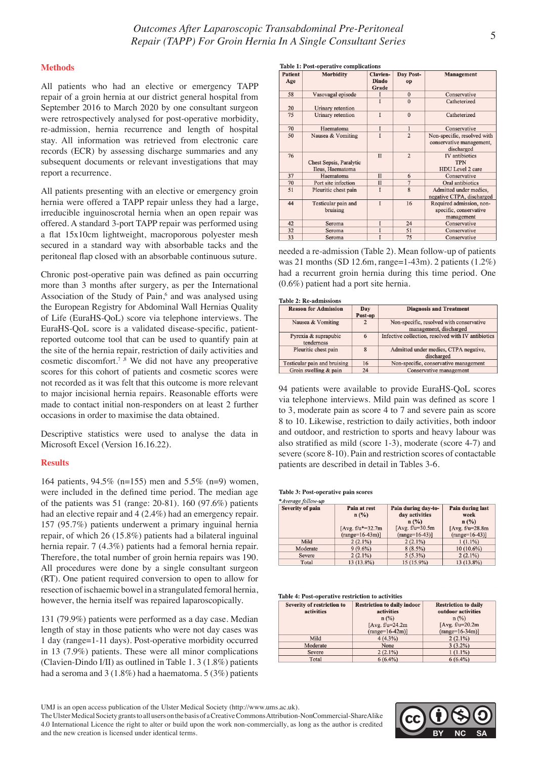## Methods

All patients who had an elective or emergency TAPP repair of a groin hernia at our district general hospital from September 2016 to March 2020 by one consultant surgeon were retrospectively analysed for post-operative morbidity, re-admission, hernia recurrence and length of hospital stay. All information was retrieved from electronic care records (ECR) by assessing discharge summaries and any subsequent documents or relevant investigations that may report a recurrence.

All patients presenting with an elective or emergency groin hernia were offered a TAPP repair unless they had a large, irreducible inguinoscrotal hernia when an open repair was offered. A standard 3-port TAPP repair was performed using a flat 15x10cm lightweight, macroporous polyester mesh secured in a standard way with absorbable tacks and the peritoneal flap closed with an absorbable continuous suture.

Chronic post-operative pain was defined as pain occurring more than 3 months after surgery, as per the International Association of the Study of Pain,[6] and was analysed using the European Registry for Abdominal Wall Hernias Quality of Life (EuraHS-QoL) score via telephone interviews. The EuraHS-QoL score is a validated disease-specific, patient-reported outcome tool that can be used to quantify pain at the site of the hernia repair, restriction of daily activities and cosmetic discomfort.[7,8] We did not have any preoperative scores for this cohort of patients and cosmetic scores were not recorded as it was felt that this outcome is more relevant to major incisional hernia repairs. Reasonable efforts were made to contact initial non-responders on at least 2 further occasions in order to maximise the data obtained.

Descriptive statistics were used to analyse the data in Microsoft Excel (Version 16.16.22).

## Results

164 patients, 94.5% (n=155) men and 5.5% (n=9) women, were included in the defined time period. The median age of the patients was 51 (range: 20-81). 160 (97.6%) patients had an elective repair and 4 (2.4%) had an emergency repair. 157 (95.7%) patients underwent a primary inguinal hernia repair, of which 26 (15.8%) patients had a bilateral inguinal hernia repair. 7 (4.3%) patients had a femoral hernia repair. Therefore, the total number of groin hernia repairs was 190. All procedures were done by a single consultant surgeon (RT). One patient required conversion to open to allow for resection of ischaemic bowel in a strangulated femoral hernia, however, the hernia itself was repaired laparoscopically.

131 (79.9%) patients were performed as a day case. Median length of stay in those patients who were not day cases was 1 day (range=1-11 days). Post-operative morbidity occurred in 13 (7.9%) patients. These were all minor complications (Clavien-Dindo I/II) as outlined in Table 1. 3 (1.8%) patients had a seroma and 3 (1.8%) had a haematoma. 5 (3%) patients needed a re-admission (Table 2). Mean follow-up of patients was 21 months (SD 12.6m, range=1-43m). 2 patients (1.2%) had a recurrent groin hernia during this time period. One (0.6%) patient had a port site hernia.

**Table 1: Post-operative complications**

| Patient Age | Morbidity | Clavien-Dindo Grade | Day Post-op | Management |
|---|---|---|---|---|
| 58 | Vasovagal episode | I | 0 | Conservative |
| 20 | Urinary retention | I | 0 | Catheterized |
| 75 | Urinary retention | I | 0 | Catheterized |
| 70 | Haematoma | I | 1 | Conservative |
| 50 | Nausea & Vomiting | I | 2 | Non-specific, resolved with conservative management, discharged |
| 76 | Chest Sepsis, Paralytic Ileus, Haematoma | II | 2 | IV antibiotics TPN HDU Level 2 care |
| 37 | Haematoma | II | 6 | Conservative |
| 70 | Port site infection | II | 7 | Oral antibiotics |
| 51 | Pleuritic chest pain | I | 8 | Admitted under medics, negative CTPA, discharged |
| 44 | Testicular pain and bruising | I | 16 | Required admission, non-specific, conservative management |
| 42 | Seroma | I | 24 | Conservative |
| 32 | Seroma | I | 51 | Conservative |
| 33 | Seroma | I | 75 | Conservative |

**Table 2: Re-admissions**

| Reason for Admission | Day Post-op | Diagnosis and Treatment |
|---|---|---|
| Nausea & Vomiting | 2 | Non-specific, resolved with conservative management, discharged |
| Pyrexia & suprapubic tenderness | 6 | Infective collection, resolved with IV antibiotics |
| Pleuritic chest pain | 8 | Admitted under medics, CTPA negative, discharged |
| Testicular pain and bruising | 16 | Non-specific, conservative management |
| Groin swelling & pain | 24 | Conservative management |

94 patients were available to provide EuraHS-QoL scores via telephone interviews. Mild pain was defined as score 1 to 3, moderate pain as score 4 to 7 and severe pain as score 8 to 10. Likewise, restriction to daily activities, both indoor and outdoor, and restriction to sports and heavy labour was also stratified as mild (score 1-3), moderate (score 4-7) and severe (score 8-10). Pain and restriction scores of contactable patients are described in detail in Tables 3-6.

**Table 3: Post-operative pain scores**

*\*Average follow-up*

| Severity of pain | Pain at rest n (%) [Avg. f/u*=32.7m (range=16-43m)] | Pain during day-to-day activities n (%) [Avg. f/u=30.5m (range=16-43)] | Pain during last week n (%) [Avg. f/u=28.8m (range=16-43)] |
|---|---|---|---|
| Mild | 2 (2.1%) | 2 (2.1%) | 1 (1.1%) |
| Moderate | 9 (9.6%) | 8 (8.5%) | 10 (10.6%) |
| Severe | 2 (2.1%) | 5 (5.3%) | 2 (2.1%) |
| Total | 13 (13.8%) | 15 (15.9%) | 13 (13.8%) |

**Table 4: Post-operative restriction to activities**

| Severity of restriction to activities | Restriction to daily indoor activities n (%) [Avg. f/u=24.2m (range=16-42m)] | Restriction to daily outdoor activities n (%) [Avg. f/u=20.2m (range=16-34m)] |
|---|---|---|
| Mild | 4 (4.3%) | 2 (2.1%) |
| Moderate | None | 3 (3.2%) |
| Severe | 2 (2.1%) | 1 (1.1%) |
| Total | 6 (6.4%) | 6 (6.4%) |

UMJ is an open access publication of the Ulster Medical Society (http://www.ums.ac.uk).
The Ulster Medical Society grants to all users on the basis of a Creative Commons Attribution-NonCommercial-ShareAlike 4.0 International Licence the right to alter or build upon the work non-commercially, as long as the author is credited and the new creation is licensed under identical terms.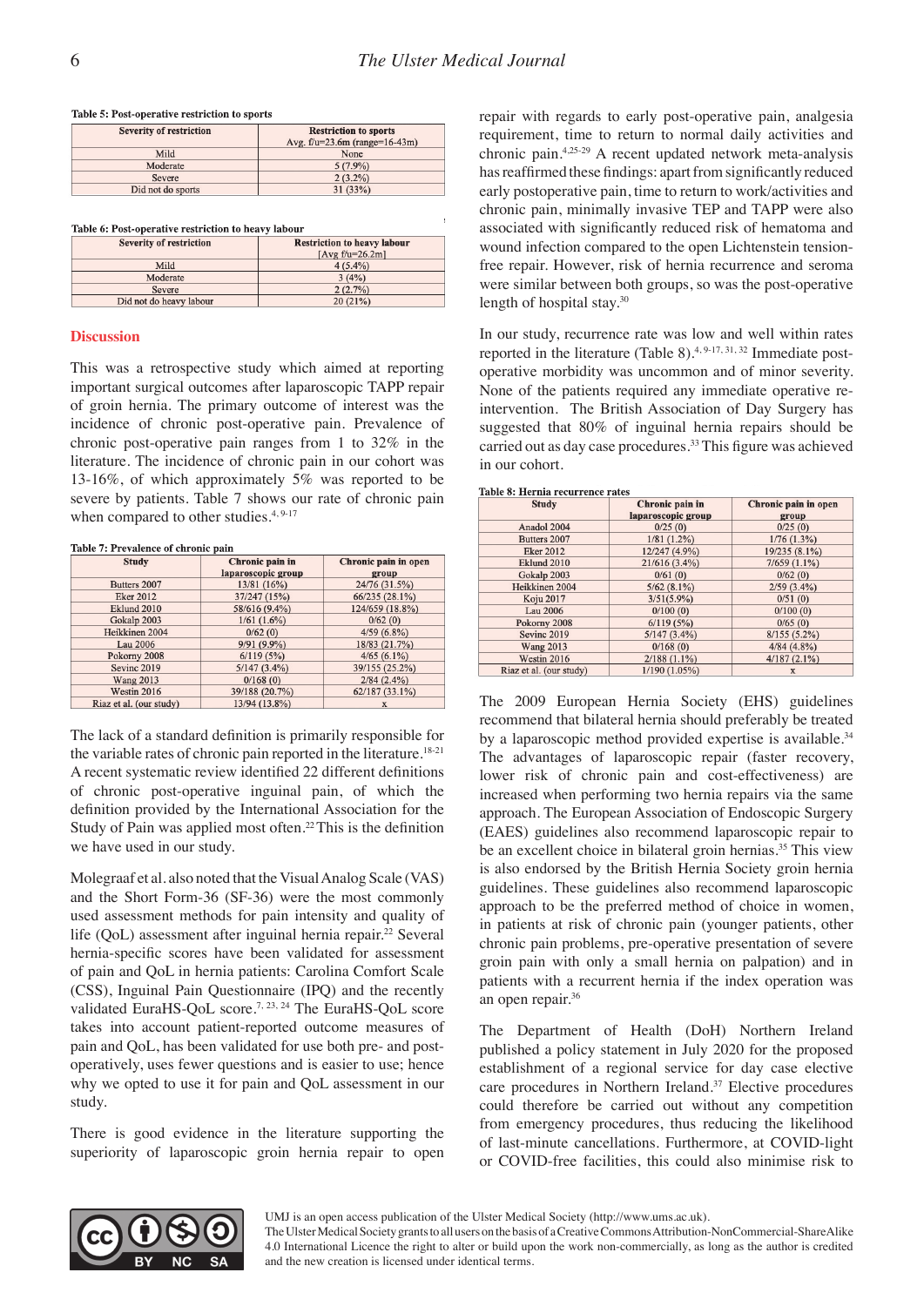**Table 5: Post-operative restriction to sports**

| Severity of restriction | Restriction to sports Avg. f/u=23.6m (range=16-43m) |
|---|---|
| Mild | None |
| Moderate | 5 (7.9%) |
| Severe | 2 (3.2%) |
| Did not do sports | 31 (33%) |

**Table 6: Post-operative restriction to heavy labour**

| Severity of restriction | Restriction to heavy labour [Avg f/u=26.2m] |
|---|---|
| Mild | 4 (5.4%) |
| Moderate | 3 (4%) |
| Severe | 2 (2.7%) |
| Did not do heavy labour | 20 (21%) |

## Discussion

This was a retrospective study which aimed at reporting important surgical outcomes after laparoscopic TAPP repair of groin hernia. The primary outcome of interest was the incidence of chronic post-operative pain. Prevalence of chronic post-operative pain ranges from 1 to 32% in the literature. The incidence of chronic pain in our cohort was 13-16%, of which approximately 5% was reported to be severe by patients. Table 7 shows our rate of chronic pain when compared to other studies.[4, 9-17]

**Table 7: Prevalence of chronic pain**

| Study | Chronic pain in laparoscopic group | Chronic pain in open group |
|---|---|---|
| Butters 2007 | 13/81 (16%) | 24/76 (31.5%) |
| Eker 2012 | 37/247 (15%) | 66/235 (28.1%) |
| Eklund 2010 | 58/616 (9.4%) | 124/659 (18.8%) |
| Gokalp 2003 | 1/61 (1.6%) | 0/62 (0) |
| Heikkinen 2004 | 0/62 (0) | 4/59 (6.8%) |
| Lau 2006 | 9/91 (9.9%) | 18/83 (21.7%) |
| Pokorny 2008 | 6/119 (5%) | 4/65 (6.1%) |
| Sevinc 2019 | 5/147 (3.4%) | 39/155 (25.2%) |
| Wang 2013 | 0/168 (0) | 2/84 (2.4%) |
| Westin 2016 | 39/188 (20.7%) | 62/187 (33.1%) |
| Riaz et al. (our study) | 13/94 (13.8%) | x |

The lack of a standard definition is primarily responsible for the variable rates of chronic pain reported in the literature.[18-21] A recent systematic review identified 22 different definitions of chronic post-operative inguinal pain, of which the definition provided by the International Association for the Study of Pain was applied most often.[22] This is the definition we have used in our study.

Molegraaf et al. also noted that the Visual Analog Scale (VAS) and the Short Form-36 (SF-36) were the most commonly used assessment methods for pain intensity and quality of life (QoL) assessment after inguinal hernia repair.[22] Several hernia-specific scores have been validated for assessment of pain and QoL in hernia patients: Carolina Comfort Scale (CSS), Inguinal Pain Questionnaire (IPQ) and the recently validated EuraHS-QoL score.[7, 23, 24] The EuraHS-QoL score takes into account patient-reported outcome measures of pain and QoL, has been validated for use both pre- and post-operatively, uses fewer questions and is easier to use; hence why we opted to use it for pain and QoL assessment in our study.

There is good evidence in the literature supporting the superiority of laparoscopic groin hernia repair to open repair with regards to early post-operative pain, analgesia requirement, time to return to normal daily activities and chronic pain.[4,25-29] A recent updated network meta-analysis has reaffirmed these findings: apart from significantly reduced early postoperative pain, time to return to work/activities and chronic pain, minimally invasive TEP and TAPP were also associated with significantly reduced risk of hematoma and wound infection compared to the open Lichtenstein tension-free repair. However, risk of hernia recurrence and seroma were similar between both groups, so was the post-operative length of hospital stay.[30]

In our study, recurrence rate was low and well within rates reported in the literature (Table 8).[4, 9-17, 31, 32] Immediate post-operative morbidity was uncommon and of minor severity. None of the patients required any immediate operative re-intervention. The British Association of Day Surgery has suggested that 80% of inguinal hernia repairs should be carried out as day case procedures.[33] This figure was achieved in our cohort.

**Table 8: Hernia recurrence rates**

| Study | Chronic pain in laparoscopic group | Chronic pain in open group |
|---|---|---|
| Anadol 2004 | 0/25 (0) | 0/25 (0) |
| Butters 2007 | 1/81 (1.2%) | 1/76 (1.3%) |
| Eker 2012 | 12/247 (4.9%) | 19/235 (8.1%) |
| Eklund 2010 | 21/616 (3.4%) | 7/659 (1.1%) |
| Gokalp 2003 | 0/61 (0) | 0/62 (0) |
| Heikkinen 2004 | 5/62 (8.1%) | 2/59 (3.4%) |
| Koju 2017 | 3/51(5.9%) | 0/51 (0) |
| Lau 2006 | 0/100 (0) | 0/100 (0) |
| Pokorny 2008 | 6/119 (5%) | 0/65 (0) |
| Sevinc 2019 | 5/147 (3.4%) | 8/155 (5.2%) |
| Wang 2013 | 0/168 (0) | 4/84 (4.8%) |
| Westin 2016 | 2/188 (1.1%) | 4/187 (2.1%) |
| Riaz et al. (our study) | 1/190 (1.05%) | x |

The 2009 European Hernia Society (EHS) guidelines recommend that bilateral hernia should preferably be treated by a laparoscopic method provided expertise is available.[34] The advantages of laparoscopic repair (faster recovery, lower risk of chronic pain and cost-effectiveness) are increased when performing two hernia repairs via the same approach. The European Association of Endoscopic Surgery (EAES) guidelines also recommend laparoscopic repair to be an excellent choice in bilateral groin hernias.[35] This view is also endorsed by the British Hernia Society groin hernia guidelines. These guidelines also recommend laparoscopic approach to be the preferred method of choice in women, in patients at risk of chronic pain (younger patients, other chronic pain problems, pre-operative presentation of severe groin pain with only a small hernia on palpation) and in patients with a recurrent hernia if the index operation was an open repair.[36]

The Department of Health (DoH) Northern Ireland published a policy statement in July 2020 for the proposed establishment of a regional service for day case elective care procedures in Northern Ireland.[37] Elective procedures could therefore be carried out without any competition from emergency procedures, thus reducing the likelihood of last-minute cancellations. Furthermore, at COVID-light or COVID-free facilities, this could also minimise risk to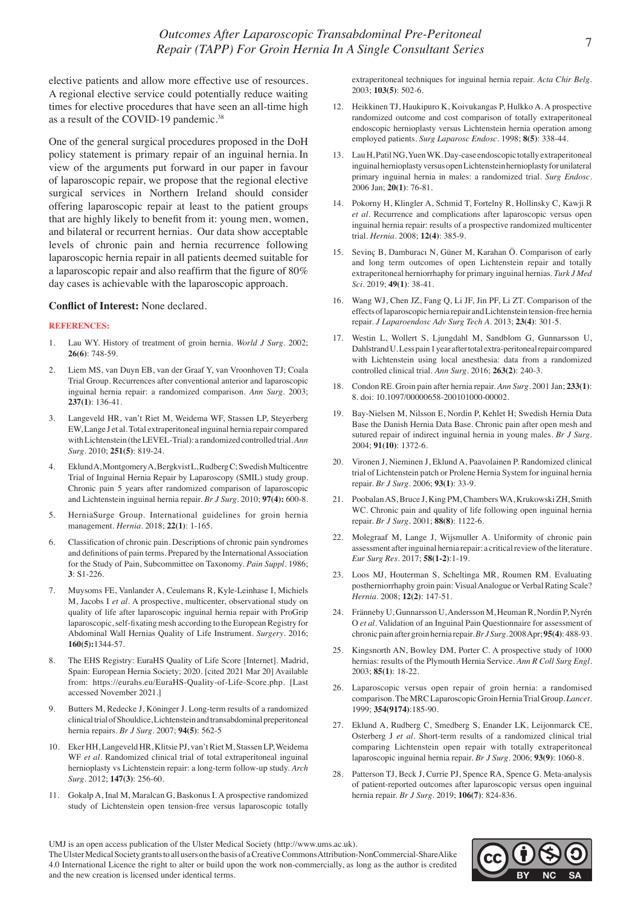elective patients and allow more effective use of resources. A regional elective service could potentially reduce waiting times for elective procedures that have seen an all-time high as a result of the COVID-19 pandemic.[38]

One of the general surgical procedures proposed in the DoH policy statement is primary repair of an inguinal hernia. In view of the arguments put forward in our paper in favour of laparoscopic repair, we propose that the regional elective surgical services in Northern Ireland should consider offering laparoscopic repair at least to the patient groups that are highly likely to benefit from it: young men, women, and bilateral or recurrent hernias. Our data show acceptable levels of chronic pain and hernia recurrence following laparoscopic hernia repair in all patients deemed suitable for a laparoscopic repair and also reaffirm that the figure of 80% day cases is achievable with the laparoscopic approach.

**Conflict of Interest:** None declared.

## REFERENCES:

1. Lau WY. History of treatment of groin hernia. *World J Surg*. 2002; **26(6)**: 748-59.
2. Liem MS, van Duyn EB, van der Graaf Y, van Vroonhoven TJ; Coala Trial Group. Recurrences after conventional anterior and laparoscopic inguinal hernia repair: a randomized comparison. *Ann Surg*. 2003; **237(1)**: 136-41.
3. Langeveld HR, van't Riet M, Weidema WF, Stassen LP, Steyerberg EW, Lange J et al. Total extraperitoneal inguinal hernia repair compared with Lichtenstein (the LEVEL-Trial): a randomized controlled trial. *Ann Surg*. 2010; **251(5)**: 819-24.
4. Eklund A, Montgomery A, Bergkvist L, Rudberg C; Swedish Multicentre Trial of Inguinal Hernia Repair by Laparoscopy (SMIL) study group. Chronic pain 5 years after randomized comparison of laparoscopic and Lichtenstein inguinal hernia repair. *Br J Surg*. 2010; **97(4):** 600-8.
5. HerniaSurge Group. International guidelines for groin hernia management. *Hernia*. 2018; **22(1)**: 1-165.
6. Classification of chronic pain. Descriptions of chronic pain syndromes and definitions of pain terms. Prepared by the International Association for the Study of Pain, Subcommittee on Taxonomy. *Pain Suppl*. 1986; **3**: S1-226.
7. Muysoms FE, Vanlander A, Ceulemans R, Kyle-Leinhase I, Michiels M, Jacobs I *et al*. A prospective, multicenter, observational study on quality of life after laparoscopic inguinal hernia repair with ProGrip laparoscopic, self-fixating mesh according to the European Registry for Abdominal Wall Hernias Quality of Life Instrument. *Surgery*. 2016; **160(5):**1344-57.
8. The EHS Registry: EuraHS Quality of Life Score [Internet]. Madrid, Spain: European Hernia Society; 2020. [cited 2021 Mar 20] Available from: https://eurahs.eu/EuraHS-Quality-of-Life-Score.php. [Last accessed November 2021.]
9. Butters M, Redecke J, Köninger J. Long-term results of a randomized clinical trial of Shouldice, Lichtenstein and transabdominal preperitoneal hernia repairs. *Br J Surg*. 2007; **94(5)**: 562-5
10. Eker HH, Langeveld HR, Klitsie PJ, van't Riet M, Stassen LP, Weidema WF *et al*. Randomized clinical trial of total extraperitoneal inguinal hernioplasty vs Lichtenstein repair: a long-term follow-up study. *Arch Surg*. 2012; **147(3)**: 256-60.
11. Gokalp A, Inal M, Maralcan G, Baskonus I. A prospective randomized study of Lichtenstein open tension-free versus laparoscopic totally extraperitoneal techniques for inguinal hernia repair. *Acta Chir Belg*. 2003; **103(5)**: 502-6.
12. Heikkinen TJ, Haukipuro K, Koivukangas P, Hulkko A. A prospective randomized outcome and cost comparison of totally extraperitoneal endoscopic hernioplasty versus Lichtenstein hernia operation among employed patients. *Surg Laparosc Endosc*. 1998; **8(5)**: 338-44.
13. Lau H, Patil NG, Yuen WK. Day-case endoscopic totally extraperitoneal inguinal hernioplasty versus open Lichtenstein hernioplasty for unilateral primary inguinal hernia in males: a randomized trial. *Surg Endosc*. 2006 Jan; **20(1)**: 76-81.
14. Pokorny H, Klingler A, Schmid T, Fortelny R, Hollinsky C, Kawji R *et al*. Recurrence and complications after laparoscopic versus open inguinal hernia repair: results of a prospective randomized multicenter trial. *Hernia*. 2008; **12(4)**: 385-9.
15. Sevinç B, Damburacı N, Güner M, Karahan Ö. Comparison of early and long term outcomes of open Lichtenstein repair and totally extraperitoneal herniorrhaphy for primary inguinal hernias. *Turk J Med Sci*. 2019; **49(1)**: 38-41.
16. Wang WJ, Chen JZ, Fang Q, Li JF, Jin PF, Li ZT. Comparison of the effects of laparoscopic hernia repair and Lichtenstein tension-free hernia repair. *J Laparoendosc Adv Surg Tech A*. 2013; **23(4)**: 301-5.
17. Westin L, Wollert S, Ljungdahl M, Sandblom G, Gunnarsson U, Dahlstrand U. Less pain 1 year after total extra-peritoneal repair compared with Lichtenstein using local anesthesia: data from a randomized controlled clinical trial. *Ann Surg*. 2016; **263(2)**: 240-3.
18. Condon RE. Groin pain after hernia repair. *Ann Surg*. 2001 Jan; **233(1)**: 8. doi: 10.1097/00000658-200101000-00002.
19. Bay-Nielsen M, Nilsson E, Nordin P, Kehlet H; Swedish Hernia Data Base the Danish Hernia Data Base. Chronic pain after open mesh and sutured repair of indirect inguinal hernia in young males. *Br J Surg*. 2004; **91(10)**: 1372-6.
20. Vironen J, Nieminen J, Eklund A, Paavolainen P. Randomized clinical trial of Lichtenstein patch or Prolene Hernia System for inguinal hernia repair. *Br J Surg*. 2006; **93(1)**: 33-9.
21. Poobalan AS, Bruce J, King PM, Chambers WA, Krukowski ZH, Smith WC. Chronic pain and quality of life following open inguinal hernia repair. *Br J Surg*. 2001; **88(8)**: 1122-6.
22. Molegraaf M, Lange J, Wijsmuller A. Uniformity of chronic pain assessment after inguinal hernia repair: a critical review of the literature. *Eur Surg Res*. 2017; **58(1-2)**:1-19.
23. Loos MJ, Houterman S, Scheltinga MR, Roumen RM. Evaluating postherniorrhaphy groin pain: Visual Analogue or Verbal Rating Scale? *Hernia*. 2008; **12(2)**: 147-51.
24. Fränneby U, Gunnarsson U, Andersson M, Heuman R, Nordin P, Nyrén O *et al*. Validation of an Inguinal Pain Questionnaire for assessment of chronic pain after groin hernia repair. *Br J Surg*. 2008 Apr; **95(4)**: 488-93.
25. Kingsnorth AN, Bowley DM, Porter C. A prospective study of 1000 hernias: results of the Plymouth Hernia Service. *Ann R Coll Surg Engl*. 2003; **85(1)**: 18-22.
26. Laparoscopic versus open repair of groin hernia: a randomised comparison. The MRC Laparoscopic Groin Hernia Trial Group. *Lancet*. 1999; **354(9174)**:185-90.
27. Eklund A, Rudberg C, Smedberg S, Enander LK, Leijonmarck CE, Osterberg J *et al*. Short-term results of a randomized clinical trial comparing Lichtenstein open repair with totally extraperitoneal laparoscopic inguinal hernia repair. *Br J Surg*. 2006; **93(9)**: 1060-8.
28. Patterson TJ, Beck J, Currie PJ, Spence RA, Spence G. Meta-analysis of patient-reported outcomes after laparoscopic versus open inguinal hernia repair. *Br J Surg*. 2019; **106(7)**: 824-836.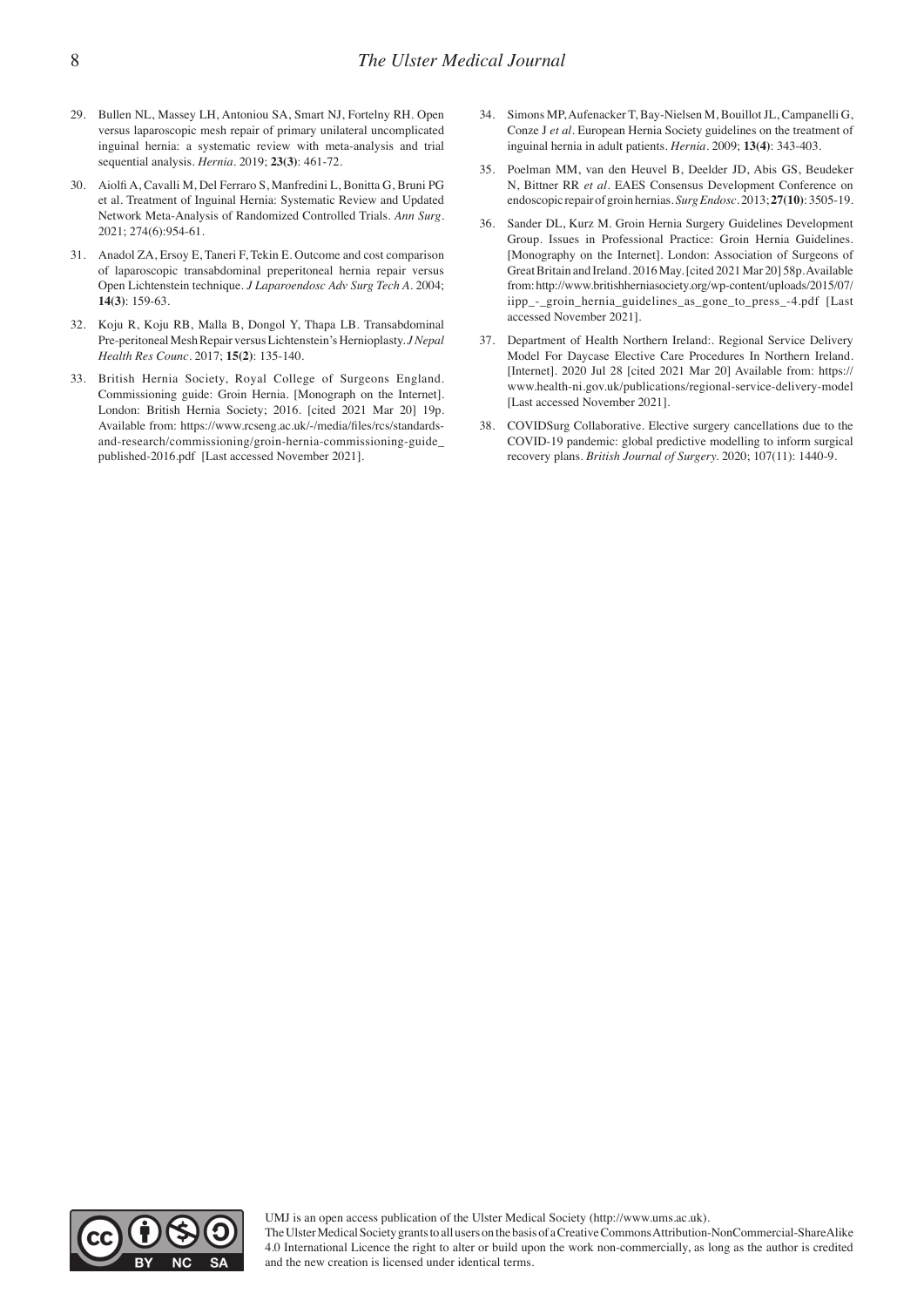29. Bullen NL, Massey LH, Antoniou SA, Smart NJ, Fortelny RH. Open versus laparoscopic mesh repair of primary unilateral uncomplicated inguinal hernia: a systematic review with meta-analysis and trial sequential analysis. *Hernia*. 2019; **23(3)**: 461-72.

30. Aiolfi A, Cavalli M, Del Ferraro S, Manfredini L, Bonitta G, Bruni PG et al. Treatment of Inguinal Hernia: Systematic Review and Updated Network Meta-Analysis of Randomized Controlled Trials. *Ann Surg*. 2021; 274(6):954-61.

31. Anadol ZA, Ersoy E, Taneri F, Tekin E. Outcome and cost comparison of laparoscopic transabdominal preperitoneal hernia repair versus Open Lichtenstein technique. *J Laparoendosc Adv Surg Tech A*. 2004; **14(3)**: 159-63.

32. Koju R, Koju RB, Malla B, Dongol Y, Thapa LB. Transabdominal Pre-peritoneal Mesh Repair versus Lichtenstein's Hernioplasty. *J Nepal Health Res Counc*. 2017; **15(2)**: 135-140.

33. British Hernia Society, Royal College of Surgeons England. Commissioning guide: Groin Hernia. [Monograph on the Internet]. London: British Hernia Society; 2016. [cited 2021 Mar 20] 19p. Available from: https://www.rcseng.ac.uk/-/media/files/rcs/standards-and-research/commissioning/groin-hernia-commissioning-guide_published-2016.pdf [Last accessed November 2021].

34. Simons MP, Aufenacker T, Bay-Nielsen M, Bouillot JL, Campanelli G, Conze J *et al*. European Hernia Society guidelines on the treatment of inguinal hernia in adult patients. *Hernia*. 2009; **13(4)**: 343-403.

35. Poelman MM, van den Heuvel B, Deelder JD, Abis GS, Beudeker N, Bittner RR *et al*. EAES Consensus Development Conference on endoscopic repair of groin hernias. *Surg Endosc*. 2013; **27(10)**: 3505-19.

36. Sander DL, Kurz M. Groin Hernia Surgery Guidelines Development Group. Issues in Professional Practice: Groin Hernia Guidelines. [Monography on the Internet]. London: Association of Surgeons of Great Britain and Ireland. 2016 May. [cited 2021 Mar 20] 58p. Available from: http://www.britishherniasociety.org/wp-content/uploads/2015/07/iipp_-_groin_hernia_guidelines_as_gone_to_press_-4.pdf [Last accessed November 2021].

37. Department of Health Northern Ireland:. Regional Service Delivery Model For Daycase Elective Care Procedures In Northern Ireland. [Internet]. 2020 Jul 28 [cited 2021 Mar 20] Available from: https://www.health-ni.gov.uk/publications/regional-service-delivery-model [Last accessed November 2021].

38. COVIDSurg Collaborative. Elective surgery cancellations due to the COVID-19 pandemic: global predictive modelling to inform surgical recovery plans. *British Journal of Surgery*. 2020; 107(11): 1440-9.

UMJ is an open access publication of the Ulster Medical Society (http://www.ums.ac.uk).
The Ulster Medical Society grants to all users on the basis of a Creative Commons Attribution-NonCommercial-ShareAlike 4.0 International Licence the right to alter or build upon the work non-commercially, as long as the author is credited and the new creation is licensed under identical terms.